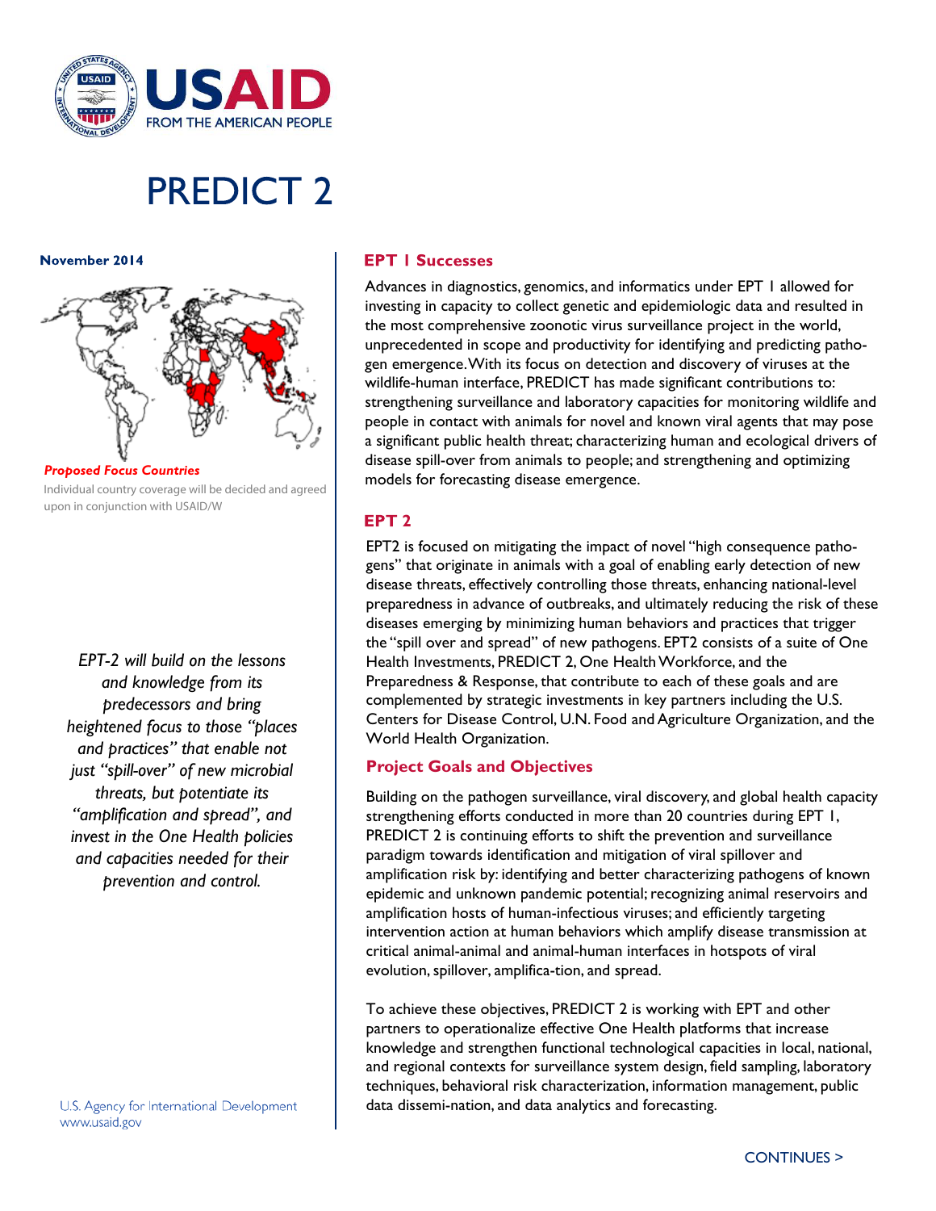# USAID

FROM THE AMERICAN PEOPLE

# PREDICT 2

**November 2014**

***Proposed Focus Countries***

Individual country coverage will be decided and agreed upon in conjunction with USAID/W

*EPT-2 will build on the lessons and knowledge from its predecessors and bring heightened focus to those "places and practices" that enable not just "spill-over" of new microbial threats, but potentiate its "amplification and spread", and invest in the One Health policies and capacities needed for their prevention and control.*

U.S. Agency for International Development
www.usaid.gov

## EPT 1 Successes

Advances in diagnostics, genomics, and informatics under EPT 1 allowed for investing in capacity to collect genetic and epidemiologic data and resulted in the most comprehensive zoonotic virus surveillance project in the world, unprecedented in scope and productivity for identifying and predicting pathogen emergence. With its focus on detection and discovery of viruses at the wildlife-human interface, PREDICT has made significant contributions to: strengthening surveillance and laboratory capacities for monitoring wildlife and people in contact with animals for novel and known viral agents that may pose a significant public health threat; characterizing human and ecological drivers of disease spill-over from animals to people; and strengthening and optimizing models for forecasting disease emergence.

## EPT 2

EPT2 is focused on mitigating the impact of novel "high consequence pathogens" that originate in animals with a goal of enabling early detection of new disease threats, effectively controlling those threats, enhancing national-level preparedness in advance of outbreaks, and ultimately reducing the risk of these diseases emerging by minimizing human behaviors and practices that trigger the "spill over and spread" of new pathogens. EPT2 consists of a suite of One Health Investments, PREDICT 2, One Health Workforce, and the Preparedness & Response, that contribute to each of these goals and are complemented by strategic investments in key partners including the U.S. Centers for Disease Control, U.N. Food and Agriculture Organization, and the World Health Organization.

## Project Goals and Objectives

Building on the pathogen surveillance, viral discovery, and global health capacity strengthening efforts conducted in more than 20 countries during EPT 1, PREDICT 2 is continuing efforts to shift the prevention and surveillance paradigm towards identification and mitigation of viral spillover and amplification risk by: identifying and better characterizing pathogens of known epidemic and unknown pandemic potential; recognizing animal reservoirs and amplification hosts of human-infectious viruses; and efficiently targeting intervention action at human behaviors which amplify disease transmission at critical animal-animal and animal-human interfaces in hotspots of viral evolution, spillover, amplifica-tion, and spread.

To achieve these objectives, PREDICT 2 is working with EPT and other partners to operationalize effective One Health platforms that increase knowledge and strengthen functional technological capacities in local, national, and regional contexts for surveillance system design, field sampling, laboratory techniques, behavioral risk characterization, information management, public data dissemi-nation, and data analytics and forecasting.

CONTINUES >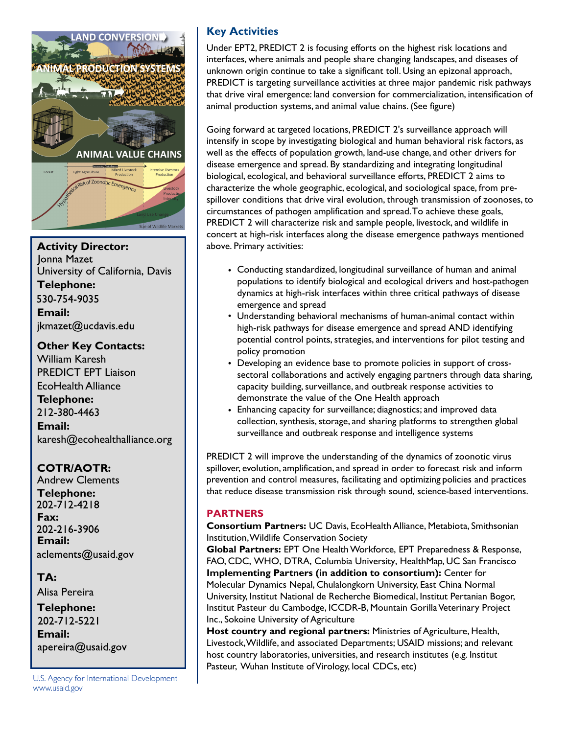LAND CONVERSION

ANIMAL PRODUCTION SYSTEMS

ANIMAL VALUE CHAINS

Forest
Light Agriculture
Intensive Disturbance
Mixed Livestock Production
Intensive Livestock Production
Hypothetical Risk of Zoonotic Emergence
Livestock Production Intensity
Land Use Change
Size of Wildlife Markets

**Activity Director:**
Jonna Mazet
University of California, Davis
**Telephone:**
530-754-9035
**Email:**
jkmazet@ucdavis.edu

**Other Key Contacts:**
William Karesh
PREDICT EPT Liaison
EcoHealth Alliance
**Telephone:**
212-380-4463
**Email:**
karesh@ecohealthalliance.org

**COTR/AOTR:**
Andrew Clements
**Telephone:**
202-712-4218
**Fax:**
202-216-3906
**Email:**
aclements@usaid.gov

**TA:**
Alisa Pereira
**Telephone:**
202-712-5221
**Email:**
apereira@usaid.gov

U.S. Agency for International Development
www.usaid.gov

## Key Activities

Under EPT2, PREDICT 2 is focusing efforts on the highest risk locations and interfaces, where animals and people share changing landscapes, and diseases of unknown origin continue to take a significant toll. Using an epizonal approach, PREDICT is targeting surveillance activities at three major pandemic risk pathways that drive viral emergence: land conversion for commercialization, intensification of animal production systems, and animal value chains. (See figure)

Going forward at targeted locations, PREDICT 2's surveillance approach will intensify in scope by investigating biological and human behavioral risk factors, as well as the effects of population growth, land-use change, and other drivers for disease emergence and spread. By standardizing and integrating longitudinal biological, ecological, and behavioral surveillance efforts, PREDICT 2 aims to characterize the whole geographic, ecological, and sociological space, from pre-spillover conditions that drive viral evolution, through transmission of zoonoses, to circumstances of pathogen amplification and spread. To achieve these goals, PREDICT 2 will characterize risk and sample people, livestock, and wildlife in concert at high-risk interfaces along the disease emergence pathways mentioned above. Primary activities:

- Conducting standardized, longitudinal surveillance of human and animal populations to identify biological and ecological drivers and host-pathogen dynamics at high-risk interfaces within three critical pathways of disease emergence and spread
- Understanding behavioral mechanisms of human-animal contact within high-risk pathways for disease emergence and spread AND identifying potential control points, strategies, and interventions for pilot testing and policy promotion
- Developing an evidence base to promote policies in support of cross-sectoral collaborations and actively engaging partners through data sharing, capacity building, surveillance, and outbreak response activities to demonstrate the value of the One Health approach
- Enhancing capacity for surveillance; diagnostics; and improved data collection, synthesis, storage, and sharing platforms to strengthen global surveillance and outbreak response and intelligence systems

PREDICT 2 will improve the understanding of the dynamics of zoonotic virus spillover, evolution, amplification, and spread in order to forecast risk and inform prevention and control measures, facilitating and optimizing policies and practices that reduce disease transmission risk through sound, science-based interventions.

## PARTNERS

**Consortium Partners:** UC Davis, EcoHealth Alliance, Metabiota, Smithsonian Institution, Wildlife Conservation Society
**Global Partners:** EPT One Health Workforce, EPT Preparedness & Response, FAO, CDC, WHO, DTRA, Columbia University, HealthMap, UC San Francisco
**Implementing Partners (in addition to consortium):** Center for Molecular Dynamics Nepal, Chulalongkorn University, East China Normal University, Institut National de Recherche Biomedical, Institut Pertanian Bogor, Institut Pasteur du Cambodge, ICCDR-B, Mountain Gorilla Veterinary Project Inc., Sokoine University of Agriculture
**Host country and regional partners:** Ministries of Agriculture, Health, Livestock, Wildlife, and associated Departments; USAID missions; and relevant host country laboratories, universities, and research institutes (e.g. Institut Pasteur, Wuhan Institute of Virology, local CDCs, etc)